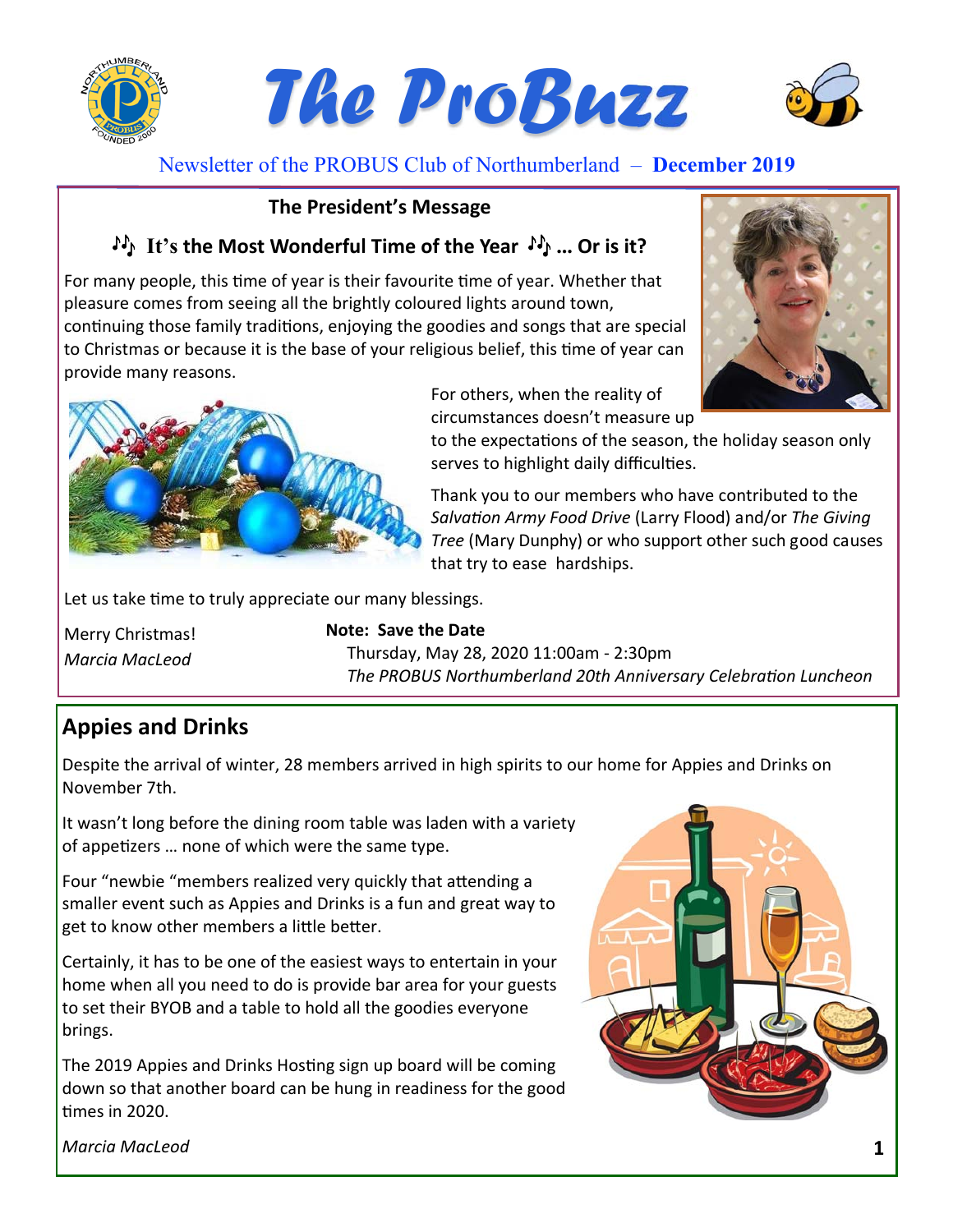# The ProBuzz

Newsletter of the PROBUS Club of Northumberland – **December 2019**

## The President's Message

### ♪♫ It's the Most Wonderful Time of the Year ♪♫ ... Or is it?

For many people, this time of year is their favourite time of year. Whether that pleasure comes from seeing all the brightly coloured lights around town, continuing those family traditions, enjoying the goodies and songs that are special to Christmas or because it is the base of your religious belief, this time of year can provide many reasons.

For others, when the reality of circumstances doesn't measure up to the expectations of the season, the holiday season only serves to highlight daily difficulties.

Thank you to our members who have contributed to the *Salvation Army Food Drive* (Larry Flood) and/or *The Giving Tree* (Mary Dunphy) or who support other such good causes that try to ease hardships.

Let us take time to truly appreciate our many blessings.

Merry Christmas!
*Marcia MacLeod*

**Note: Save the Date**
Thursday, May 28, 2020 11:00am - 2:30pm
*The PROBUS Northumberland 20th Anniversary Celebration Luncheon*

## Appies and Drinks

Despite the arrival of winter, 28 members arrived in high spirits to our home for Appies and Drinks on November 7th.

It wasn't long before the dining room table was laden with a variety of appetizers ... none of which were the same type.

Four "newbie "members realized very quickly that attending a smaller event such as Appies and Drinks is a fun and great way to get to know other members a little better.

Certainly, it has to be one of the easiest ways to entertain in your home when all you need to do is provide bar area for your guests to set their BYOB and a table to hold all the goodies everyone brings.

The 2019 Appies and Drinks Hosting sign up board will be coming down so that another board can be hung in readiness for the good times in 2020.

*Marcia MacLeod*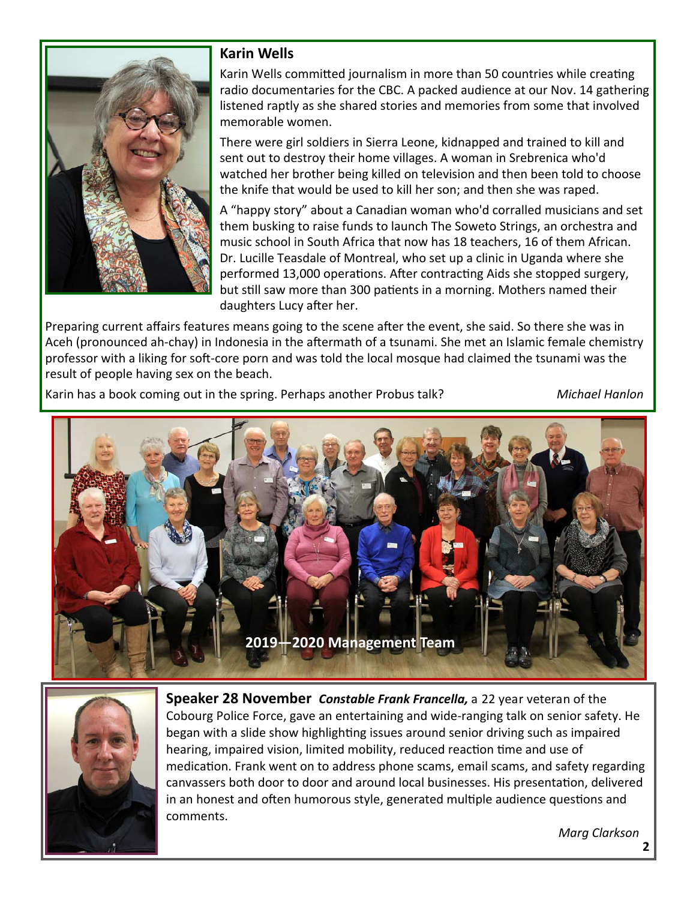## Karin Wells

Karin Wells committed journalism in more than 50 countries while creating radio documentaries for the CBC. A packed audience at our Nov. 14 gathering listened raptly as she shared stories and memories from some that involved memorable women.

There were girl soldiers in Sierra Leone, kidnapped and trained to kill and sent out to destroy their home villages. A woman in Srebrenica who'd watched her brother being killed on television and then been told to choose the knife that would be used to kill her son; and then she was raped.

A "happy story" about a Canadian woman who'd corralled musicians and set them busking to raise funds to launch The Soweto Strings, an orchestra and music school in South Africa that now has 18 teachers, 16 of them African. Dr. Lucille Teasdale of Montreal, who set up a clinic in Uganda where she performed 13,000 operations. After contracting Aids she stopped surgery, but still saw more than 300 patients in a morning. Mothers named their daughters Lucy after her.

Preparing current affairs features means going to the scene after the event, she said. So there she was in Aceh (pronounced ah-chay) in Indonesia in the aftermath of a tsunami. She met an Islamic female chemistry professor with a liking for soft-core porn and was told the local mosque had claimed the tsunami was the result of people having sex on the beach.

Karin has a book coming out in the spring. Perhaps another Probus talk?

*Michael Hanlon*

2019—2020 Management Team

**Speaker 28 November** ***Constable Frank Francella,*** a 22 year veteran of the Cobourg Police Force, gave an entertaining and wide-ranging talk on senior safety. He began with a slide show highlighting issues around senior driving such as impaired hearing, impaired vision, limited mobility, reduced reaction time and use of medication. Frank went on to address phone scams, email scams, and safety regarding canvassers both door to door and around local businesses. His presentation, delivered in an honest and often humorous style, generated multiple audience questions and comments.

*Marg Clarkson*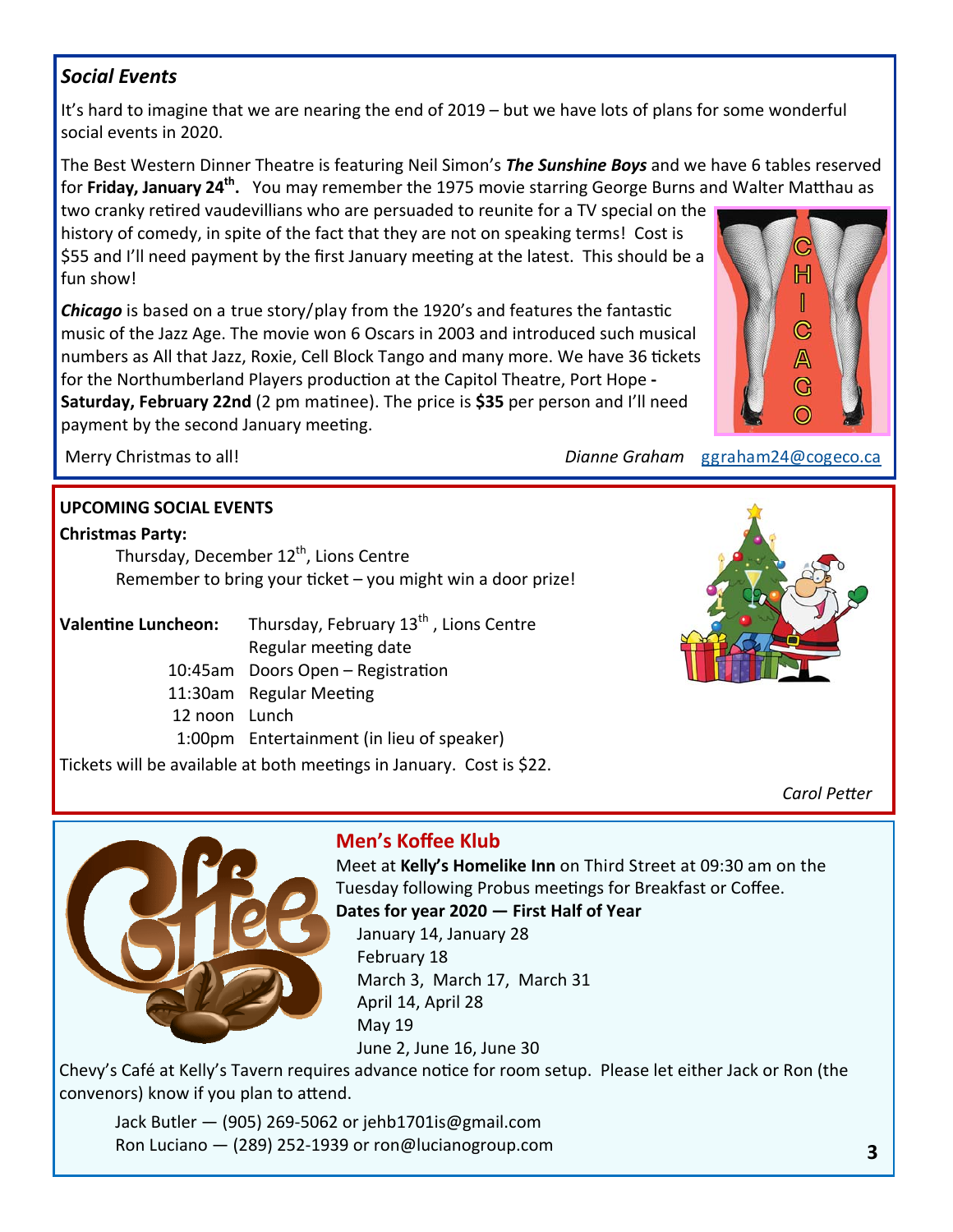## *Social Events*

It's hard to imagine that we are nearing the end of 2019 – but we have lots of plans for some wonderful social events in 2020.

The Best Western Dinner Theatre is featuring Neil Simon's ***The Sunshine Boys*** and we have 6 tables reserved for **Friday, January 24th.** You may remember the 1975 movie starring George Burns and Walter Matthau as two cranky retired vaudevillians who are persuaded to reunite for a TV special on the history of comedy, in spite of the fact that they are not on speaking terms! Cost is $55 and I'll need payment by the first January meeting at the latest. This should be a fun show!

***Chicago*** is based on a true story/play from the 1920's and features the fantastic music of the Jazz Age. The movie won 6 Oscars in 2003 and introduced such musical numbers as All that Jazz, Roxie, Cell Block Tango and many more. We have 36 tickets for the Northumberland Players production at the Capitol Theatre, Port Hope **- Saturday, February 22nd** (2 pm matinee). The price is **$35** per person and I'll need payment by the second January meeting.

Merry Christmas to all! *Dianne Graham* ggraham24@cogeco.ca

## UPCOMING SOCIAL EVENTS

**Christmas Party:**

Thursday, December 12th, Lions Centre
Remember to bring your ticket – you might win a door prize!

**Valentine Luncheon:** Thursday, February 13th , Lions Centre
Regular meeting date

- 10:45am Doors Open – Registration
- 11:30am Regular Meeting
- 12 noon Lunch
- 1:00pm Entertainment (in lieu of speaker)

Tickets will be available at both meetings in January. Cost is $22.

*Carol Petter*

## Men's Koffee Klub

Meet at **Kelly's Homelike Inn** on Third Street at 09:30 am on the Tuesday following Probus meetings for Breakfast or Coffee.

**Dates for year 2020 — First Half of Year**

January 14, January 28
February 18
March 3, March 17, March 31
April 14, April 28
May 19
June 2, June 16, June 30

Chevy's Café at Kelly's Tavern requires advance notice for room setup. Please let either Jack or Ron (the convenors) know if you plan to attend.

Jack Butler — (905) 269-5062 or jehb1701is@gmail.com
Ron Luciano — (289) 252-1939 or ron@lucianogroup.com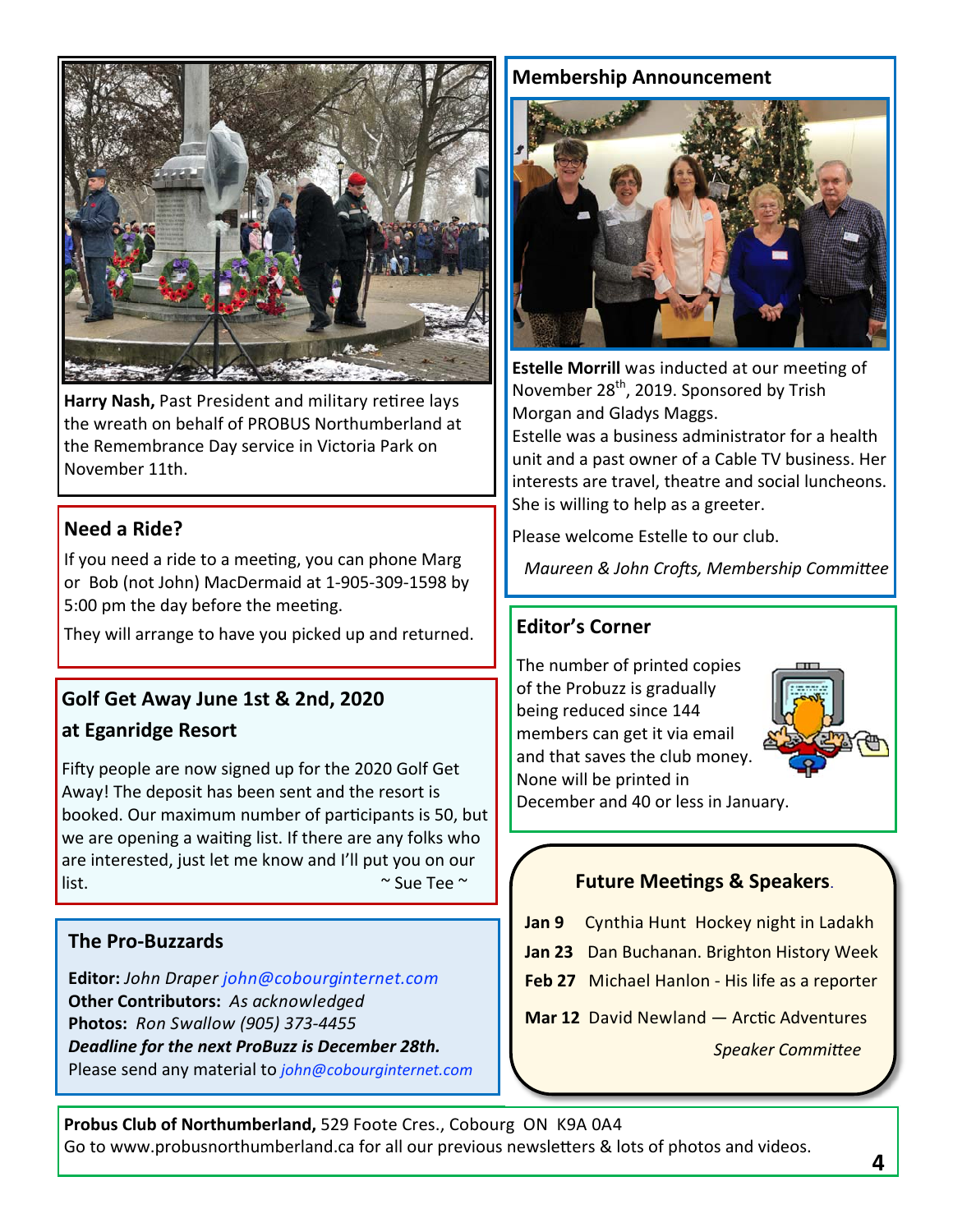**Harry Nash,** Past President and military retiree lays the wreath on behalf of PROBUS Northumberland at the Remembrance Day service in Victoria Park on November 11th.

## Need a Ride?

If you need a ride to a meeting, you can phone Marg or Bob (not John) MacDermaid at 1-905-309-1598 by 5:00 pm the day before the meeting.

They will arrange to have you picked up and returned.

## Golf Get Away June 1st & 2nd, 2020 at Eganridge Resort

Fifty people are now signed up for the 2020 Golf Get Away! The deposit has been sent and the resort is booked. Our maximum number of participants is 50, but we are opening a waiting list. If there are any folks who are interested, just let me know and I'll put you on our list.

~ Sue Tee ~

## The Pro-Buzzards

**Editor:** *John Draper john@cobourginternet.com*
**Other Contributors:** *As acknowledged*
**Photos:** *Ron Swallow (905) 373-4455*
***Deadline for the next ProBuzz is December 28th.***
Please send any material to *john@cobourginternet.com*

## Membership Announcement

**Estelle Morrill** was inducted at our meeting of November 28th, 2019. Sponsored by Trish Morgan and Gladys Maggs.
Estelle was a business administrator for a health unit and a past owner of a Cable TV business. Her interests are travel, theatre and social luncheons. She is willing to help as a greeter.

Please welcome Estelle to our club.

*Maureen & John Crofts, Membership Committee*

## Editor's Corner

The number of printed copies of the Probuzz is gradually being reduced since 144 members can get it via email and that saves the club money. None will be printed in December and 40 or less in January.

## Future Meetings & Speakers.

**Jan 9** Cynthia Hunt Hockey night in Ladakh
**Jan 23** Dan Buchanan. Brighton History Week
**Feb 27** Michael Hanlon - His life as a reporter
**Mar 12** David Newland — Arctic Adventures

*Speaker Committee*

**Probus Club of Northumberland,** 529 Foote Cres., Cobourg ON K9A 0A4
Go to www.probusnorthumberland.ca for all our previous newsletters & lots of photos and videos.